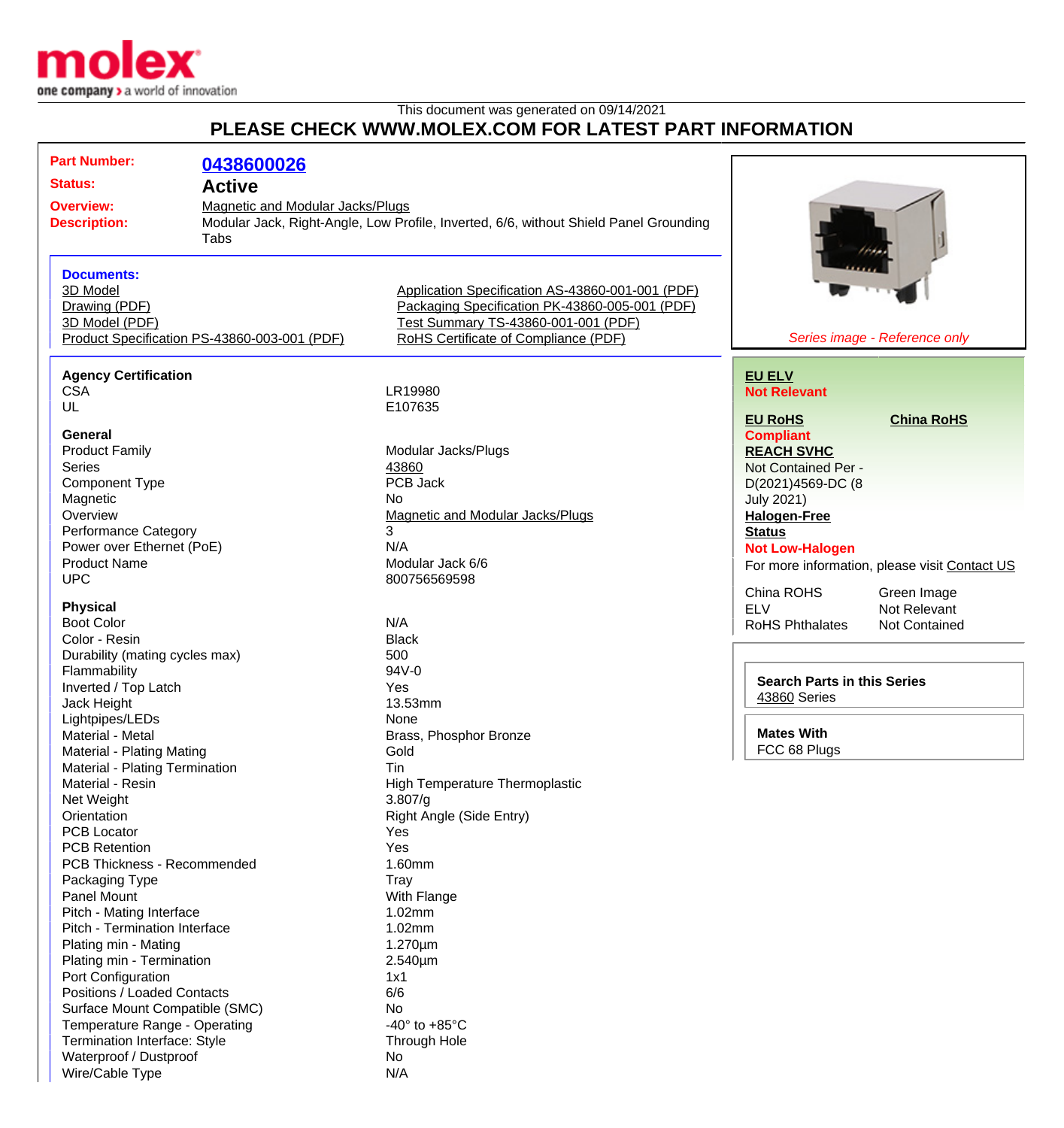molex
one company > a world of innovation

This document was generated on 09/14/2021

## PLEASE CHECK WWW.MOLEX.COM FOR LATEST PART INFORMATION

**Part Number:** 0438600026

**Status:** Active

**Overview:** Magnetic and Modular Jacks/Plugs

**Description:** Modular Jack, Right-Angle, Low Profile, Inverted, 6/6, without Shield Panel Grounding Tabs

**Documents:**

- 3D Model
- Drawing (PDF)
- 3D Model (PDF)
- Product Specification PS-43860-003-001 (PDF)
- Application Specification AS-43860-001-001 (PDF)
- Packaging Specification PK-43860-005-001 (PDF)
- Test Summary TS-43860-001-001 (PDF)
- RoHS Certificate of Compliance (PDF)

*Series image - Reference only*

**EU ELV**
**Not Relevant**

**EU RoHS** — **Compliant**

**China RoHS**

**REACH SVHC**
Not Contained Per - D(2021)4569-DC (8 July 2021)

**Halogen-Free Status**
**Not Low-Halogen**

For more information, please visit Contact US

| | |
|---|---|
| China ROHS | Green Image |
| ELV | Not Relevant |
| RoHS Phthalates | Not Contained |

**Search Parts in this Series**
43860 Series

**Mates With**
FCC 68 Plugs

### Agency Certification

| | |
|---|---|
| CSA | LR19980 |
| UL | E107635 |

### General

| | |
|---|---|
| Product Family | Modular Jacks/Plugs |
| Series | 43860 |
| Component Type | PCB Jack |
| Magnetic | No |
| Overview | Magnetic and Modular Jacks/Plugs |
| Performance Category | 3 |
| Power over Ethernet (PoE) | N/A |
| Product Name | Modular Jack 6/6 |
| UPC | 800756569598 |

### Physical

| | |
|---|---|
| Boot Color | N/A |
| Color - Resin | Black |
| Durability (mating cycles max) | 500 |
| Flammability | 94V-0 |
| Inverted / Top Latch | Yes |
| Jack Height | 13.53mm |
| Lightpipes/LEDs | None |
| Material - Metal | Brass, Phosphor Bronze |
| Material - Plating Mating | Gold |
| Material - Plating Termination | Tin |
| Material - Resin | High Temperature Thermoplastic |
| Net Weight | 3.807/g |
| Orientation | Right Angle (Side Entry) |
| PCB Locator | Yes |
| PCB Retention | Yes |
| PCB Thickness - Recommended | 1.60mm |
| Packaging Type | Tray |
| Panel Mount | With Flange |
| Pitch - Mating Interface | 1.02mm |
| Pitch - Termination Interface | 1.02mm |
| Plating min - Mating | 1.270µm |
| Plating min - Termination | 2.540µm |
| Port Configuration | 1x1 |
| Positions / Loaded Contacts | 6/6 |
| Surface Mount Compatible (SMC) | No |
| Temperature Range - Operating | -40° to +85°C |
| Termination Interface: Style | Through Hole |
| Waterproof / Dustproof | No |
| Wire/Cable Type | N/A |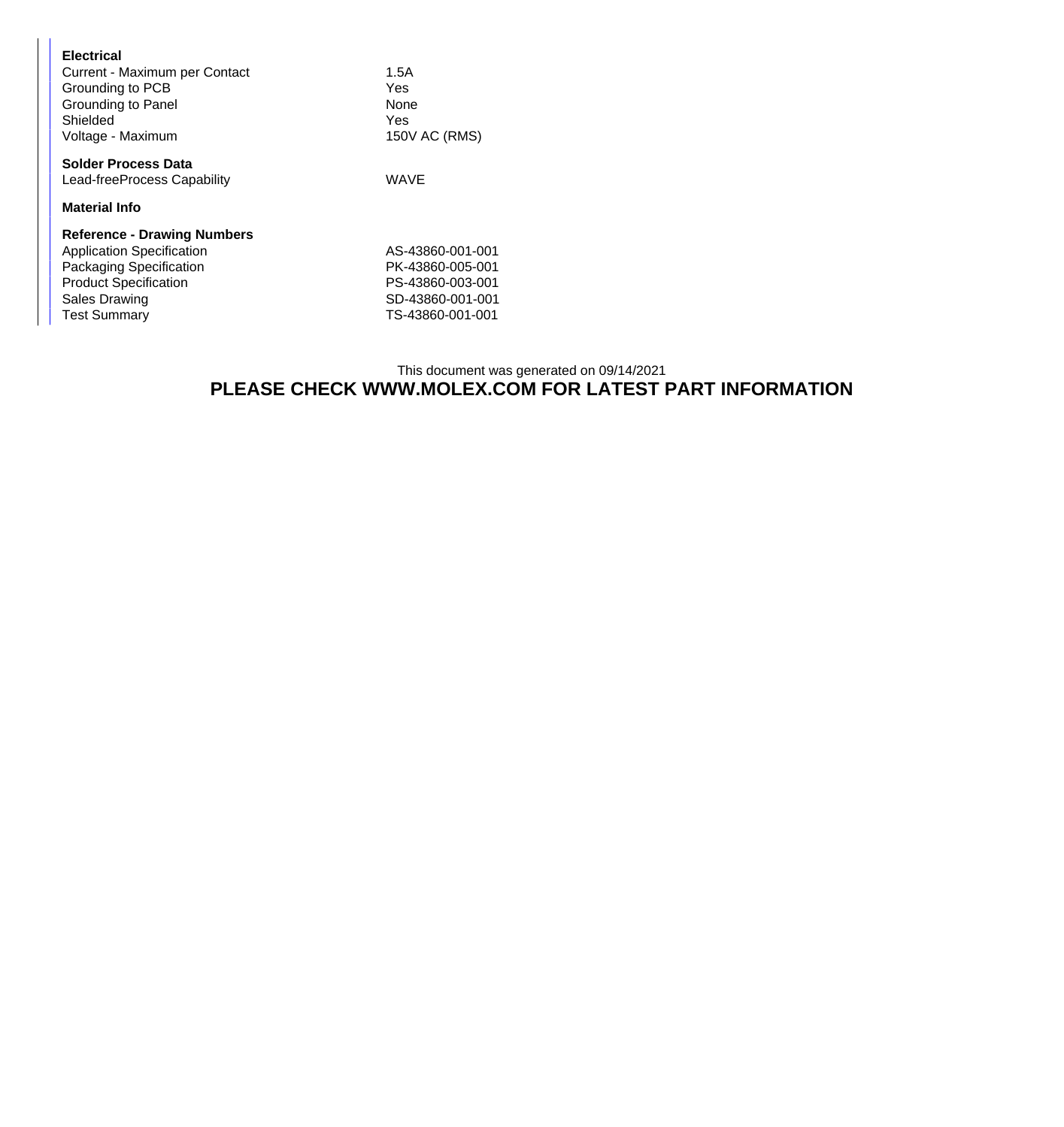**Electrical**

| | |
|---|---|
| Current - Maximum per Contact | 1.5A |
| Grounding to PCB | Yes |
| Grounding to Panel | None |
| Shielded | Yes |
| Voltage - Maximum | 150V AC (RMS) |

**Solder Process Data**

| | |
|---|---|
| Lead-freeProcess Capability | WAVE |

**Material Info**

**Reference - Drawing Numbers**

| | |
|---|---|
| Application Specification | AS-43860-001-001 |
| Packaging Specification | PK-43860-005-001 |
| Product Specification | PS-43860-003-001 |
| Sales Drawing | SD-43860-001-001 |
| Test Summary | TS-43860-001-001 |

This document was generated on 09/14/2021

**PLEASE CHECK WWW.MOLEX.COM FOR LATEST PART INFORMATION**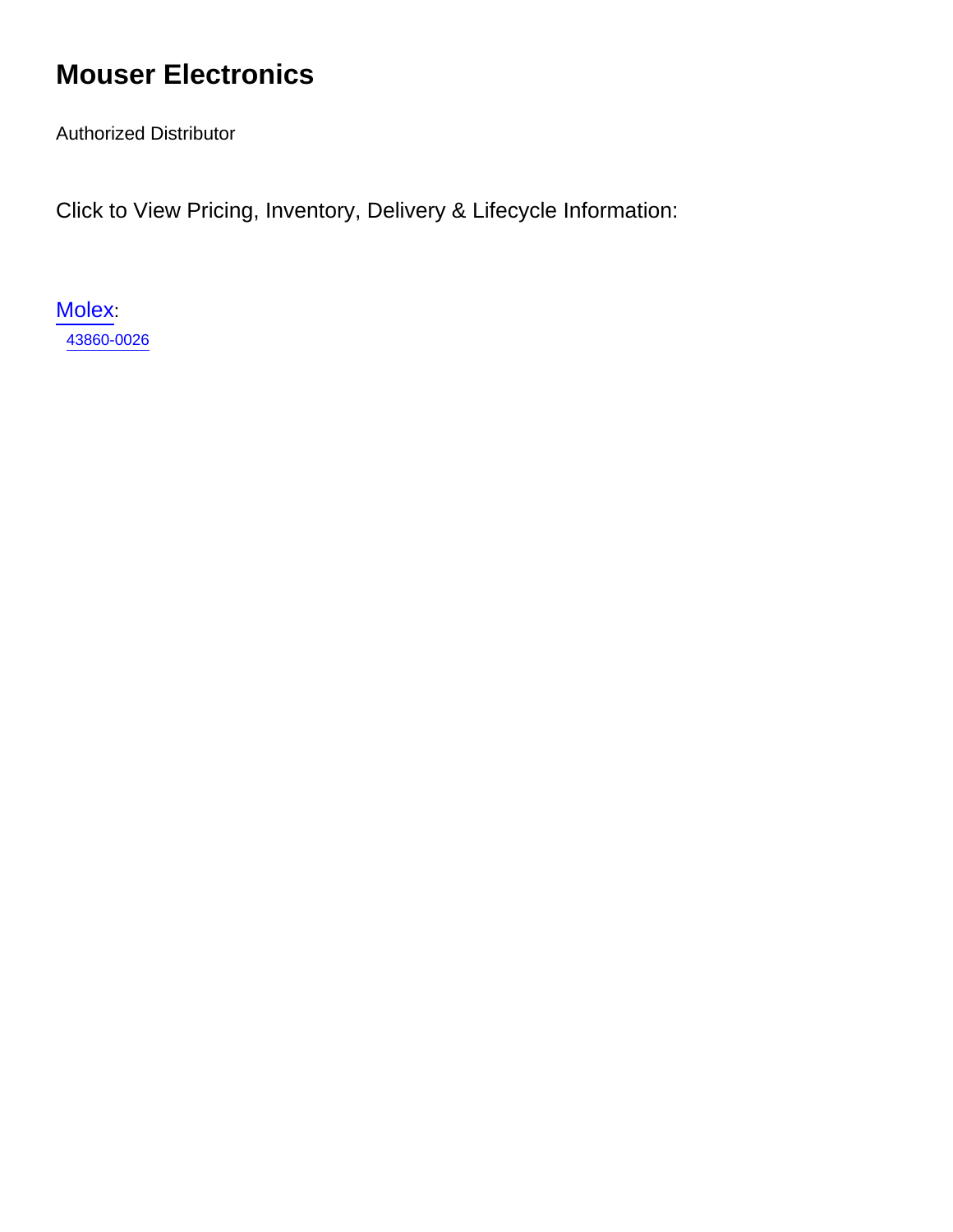# Mouser Electronics

Authorized Distributor

Click to View Pricing, Inventory, Delivery & Lifecycle Information:

Molex:

43860-0026